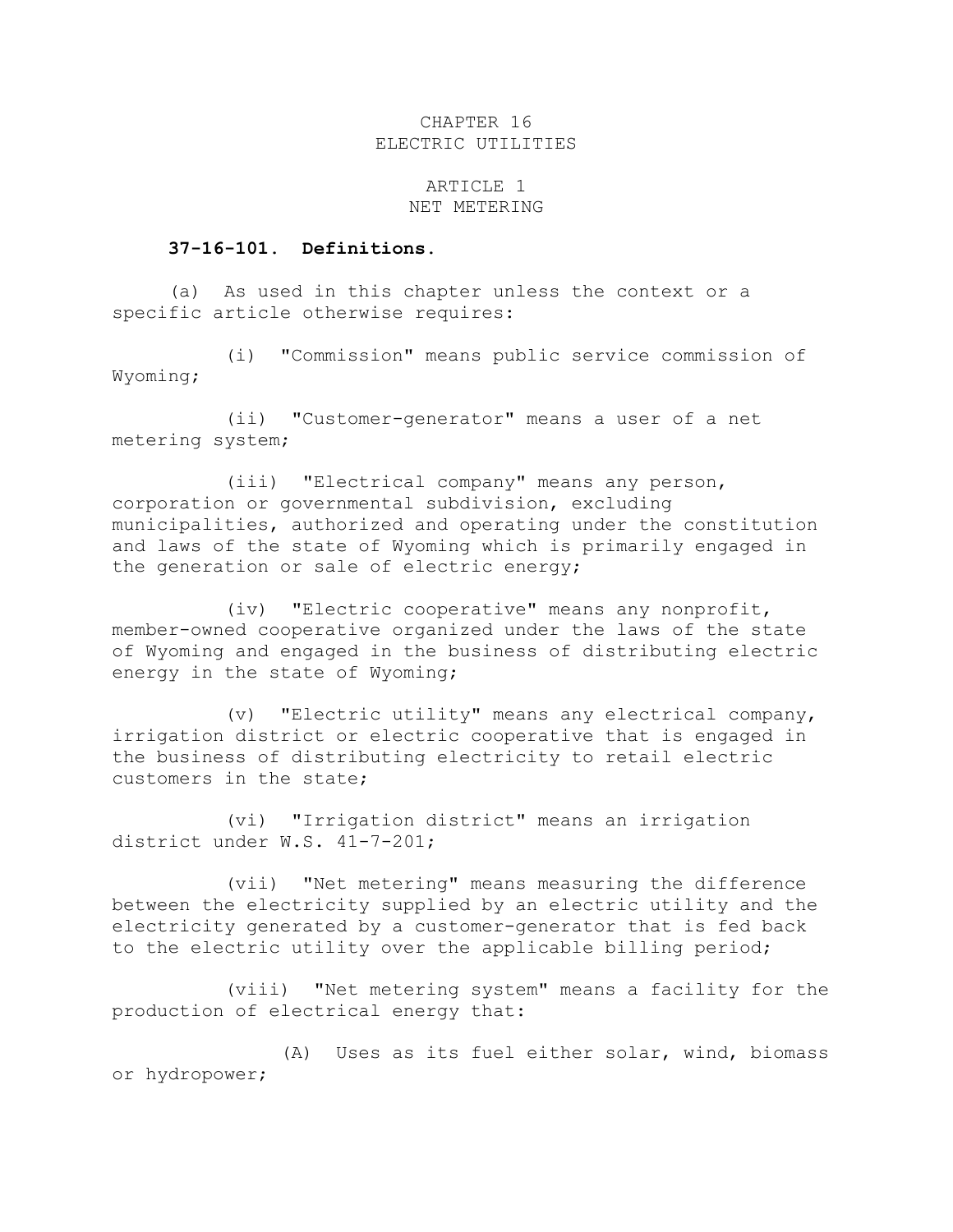# CHAPTER 16
# ELECTRIC UTILITIES

## ARTICLE 1
## NET METERING

**37-16-101. Definitions.**

(a) As used in this chapter unless the context or a specific article otherwise requires:

(i) "Commission" means public service commission of Wyoming;

(ii) "Customer-generator" means a user of a net metering system;

(iii) "Electrical company" means any person, corporation or governmental subdivision, excluding municipalities, authorized and operating under the constitution and laws of the state of Wyoming which is primarily engaged in the generation or sale of electric energy;

(iv) "Electric cooperative" means any nonprofit, member-owned cooperative organized under the laws of the state of Wyoming and engaged in the business of distributing electric energy in the state of Wyoming;

(v) "Electric utility" means any electrical company, irrigation district or electric cooperative that is engaged in the business of distributing electricity to retail electric customers in the state;

(vi) "Irrigation district" means an irrigation district under W.S. 41-7-201;

(vii) "Net metering" means measuring the difference between the electricity supplied by an electric utility and the electricity generated by a customer-generator that is fed back to the electric utility over the applicable billing period;

(viii) "Net metering system" means a facility for the production of electrical energy that:

(A) Uses as its fuel either solar, wind, biomass or hydropower;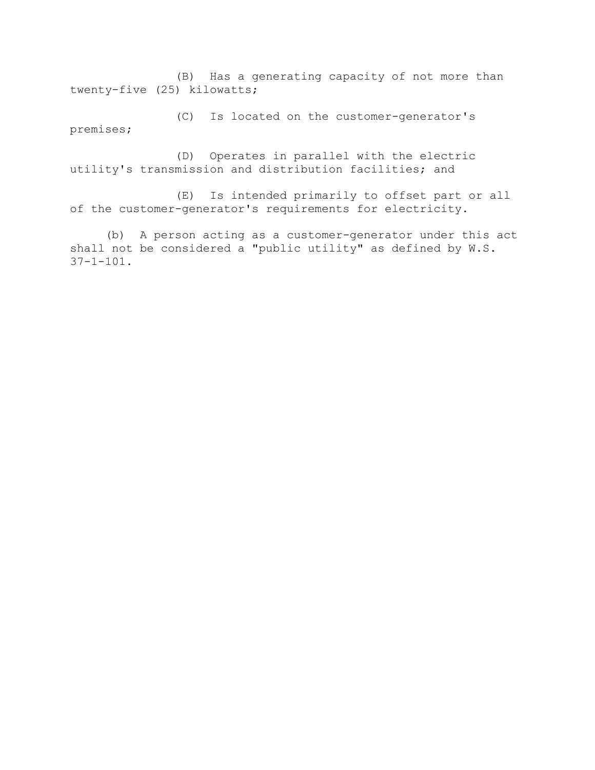(B) Has a generating capacity of not more than twenty-five (25) kilowatts;

(C) Is located on the customer-generator's premises;

(D) Operates in parallel with the electric utility's transmission and distribution facilities; and

(E) Is intended primarily to offset part or all of the customer-generator's requirements for electricity.

(b) A person acting as a customer-generator under this act shall not be considered a "public utility" as defined by W.S. 37-1-101.